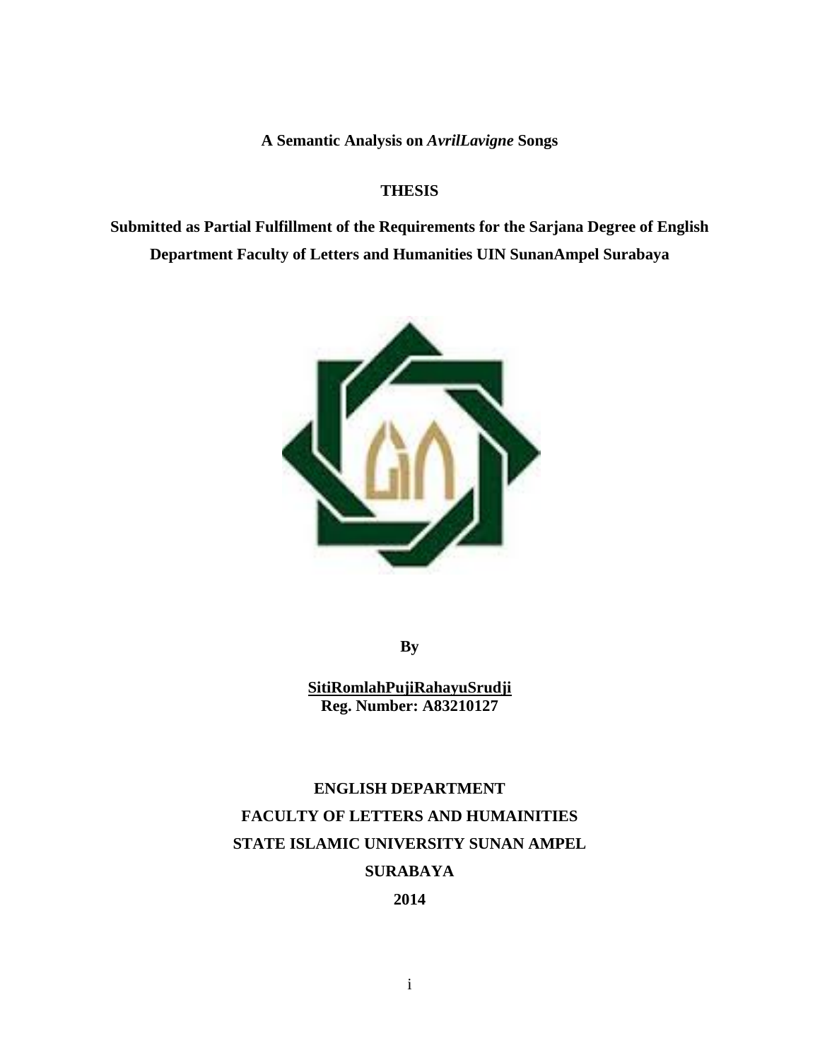**A Semantic Analysis on *AvrilLavigne* Songs**

**THESIS**

**Submitted as Partial Fulfillment of the Requirements for the Sarjana Degree of English Department Faculty of Letters and Humanities UIN SunanAmpel Surabaya**

**By**

**SitiRomlahPujiRahayuSrudji**
**Reg. Number: A83210127**

**ENGLISH DEPARTMENT**

**FACULTY OF LETTERS AND HUMAINITIES**

**STATE ISLAMIC UNIVERSITY SUNAN AMPEL**

**SURABAYA**

**2014**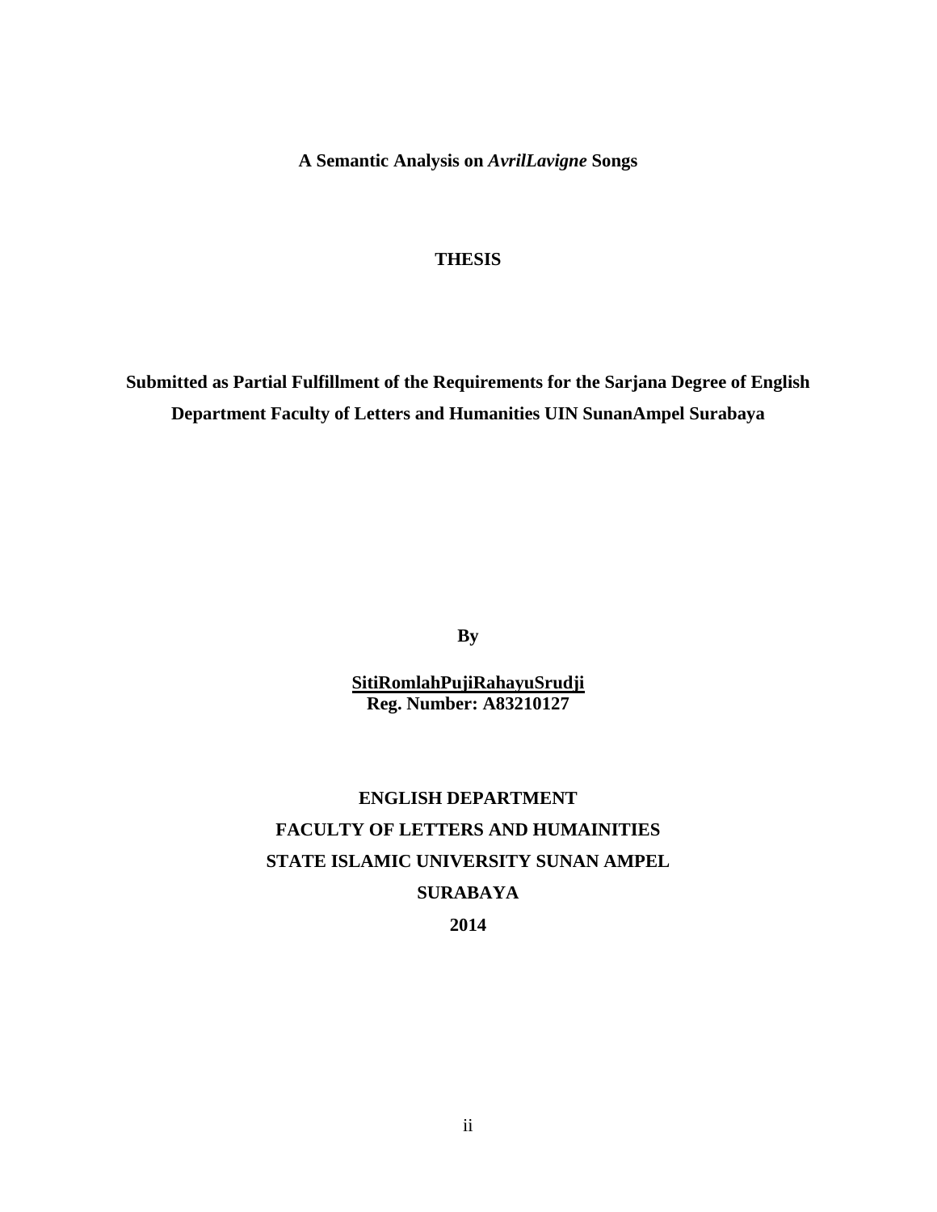**A Semantic Analysis on *AvrilLavigne* Songs**

**THESIS**

**Submitted as Partial Fulfillment of the Requirements for the Sarjana Degree of English Department Faculty of Letters and Humanities UIN SunanAmpel Surabaya**

**By**

**SitiRomlahPujiRahayuSrudji**
**Reg. Number: A83210127**

**ENGLISH DEPARTMENT**
**FACULTY OF LETTERS AND HUMAINITIES**
**STATE ISLAMIC UNIVERSITY SUNAN AMPEL**
**SURABAYA**
**2014**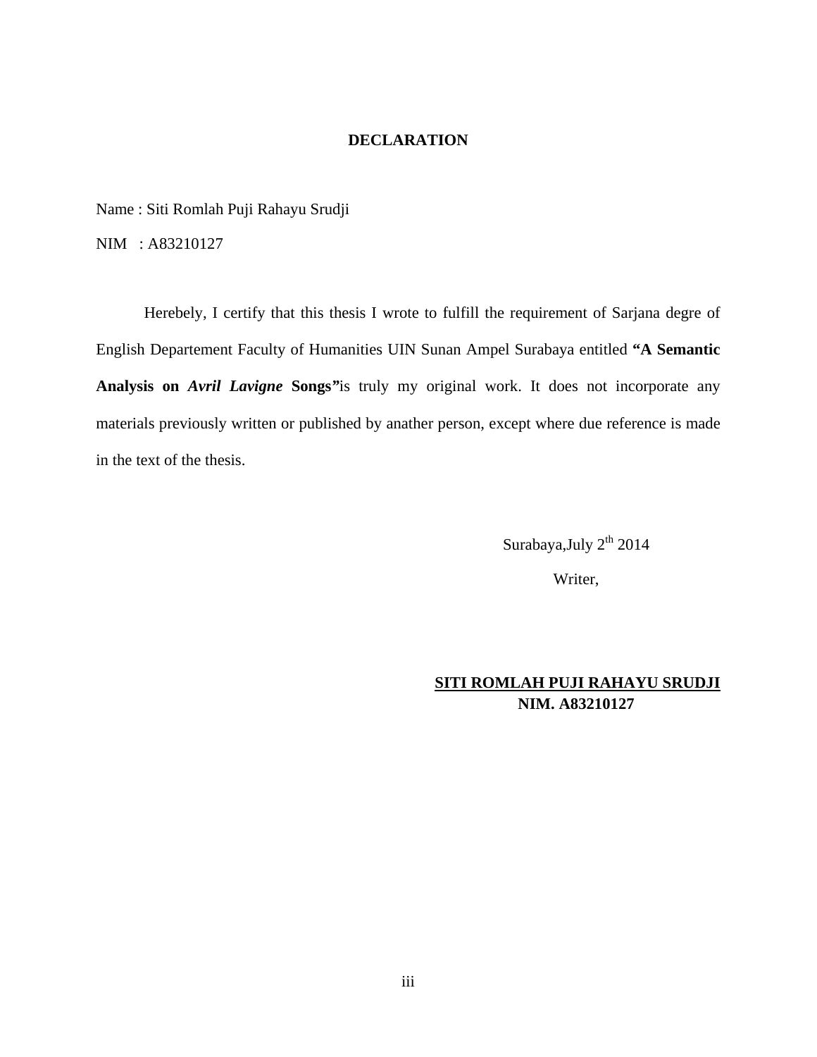# DECLARATION

Name : Siti Romlah Puji Rahayu Srudji

NIM : A83210127

Herebely, I certify that this thesis I wrote to fulfill the requirement of Sarjana degre of English Departement Faculty of Humanities UIN Sunan Ampel Surabaya entitled **"A Semantic Analysis on *Avril Lavigne* Songs"**is truly my original work. It does not incorporate any materials previously written or published by anather person, except where due reference is made in the text of the thesis.

Surabaya,July 2th 2014

Writer,

**SITI ROMLAH PUJI RAHAYU SRUDJI**
**NIM. A83210127**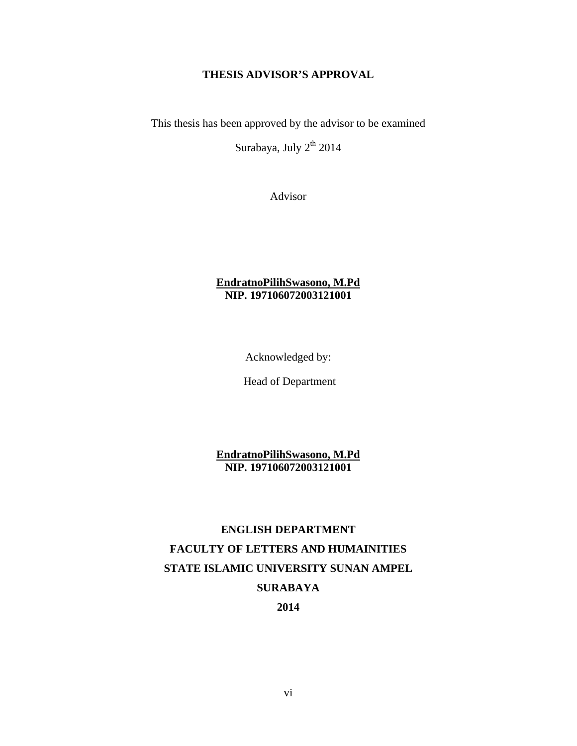# THESIS ADVISOR'S APPROVAL

This thesis has been approved by the advisor to be examined

Surabaya, July $2^{th}$ 2014

Advisor

**EndratnoPilihSwasono, M.Pd**
**NIP. 197106072003121001**

Acknowledged by:

Head of Department

**EndratnoPilihSwasono, M.Pd**
**NIP. 197106072003121001**

**ENGLISH DEPARTMENT**
**FACULTY OF LETTERS AND HUMAINITIES**
**STATE ISLAMIC UNIVERSITY SUNAN AMPEL**
**SURABAYA**
**2014**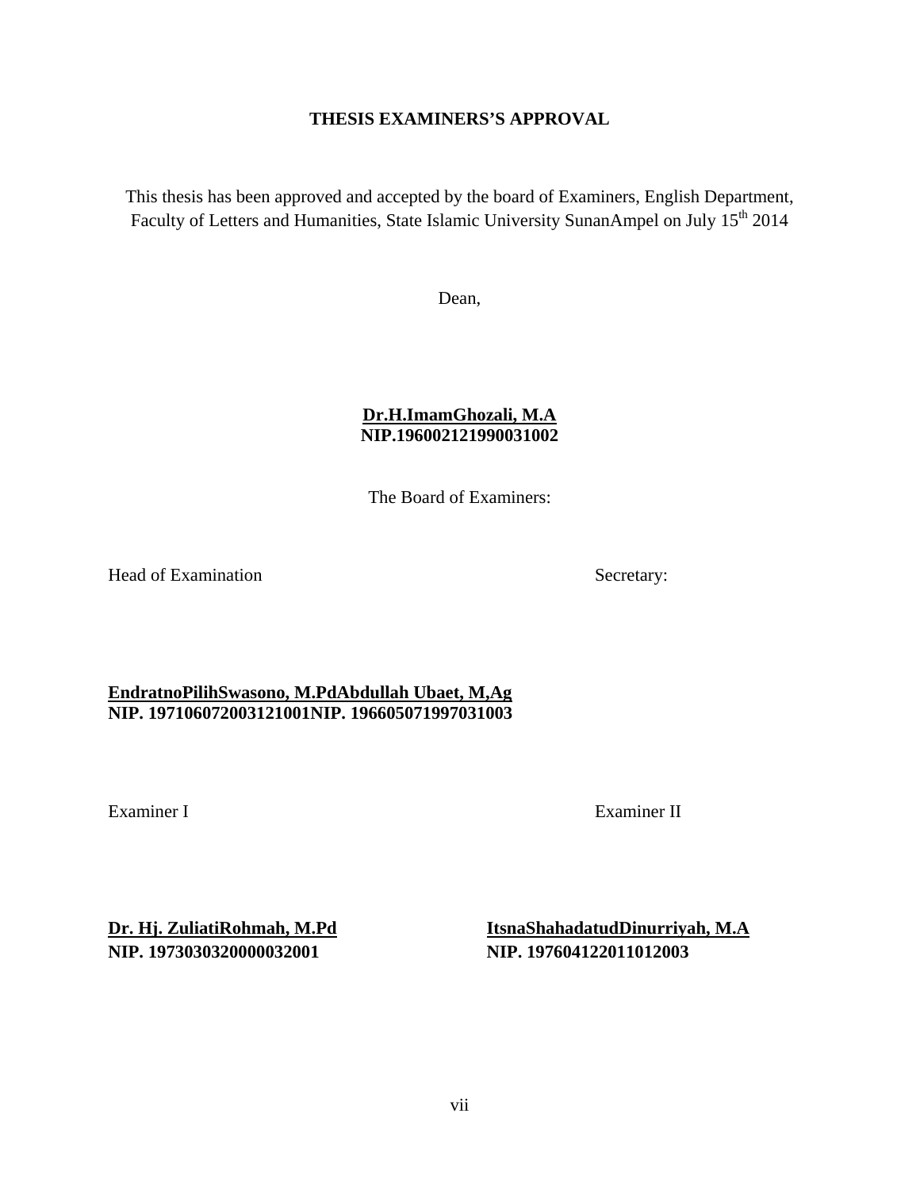**THESIS EXAMINERS'S APPROVAL**

This thesis has been approved and accepted by the board of Examiners, English Department, Faculty of Letters and Humanities, State Islamic University SunanAmpel on July 15th 2014

Dean,

**Dr.H.ImamGhozali, M.A**
**NIP.196002121990031002**

The Board of Examiners:

Head of Examination

Secretary:

**EndratnoPilihSwasono, M.PdAbdullah Ubaet, M,Ag**
**NIP. 197106072003121001NIP. 196605071997031003**

Examiner I

Examiner II

**Dr. Hj. ZuliatiRohmah, M.Pd**
**NIP. 197303032000003200I**

**ItsnaShahadatudDinurriyah, M.A**
**NIP. 197604122011012003**